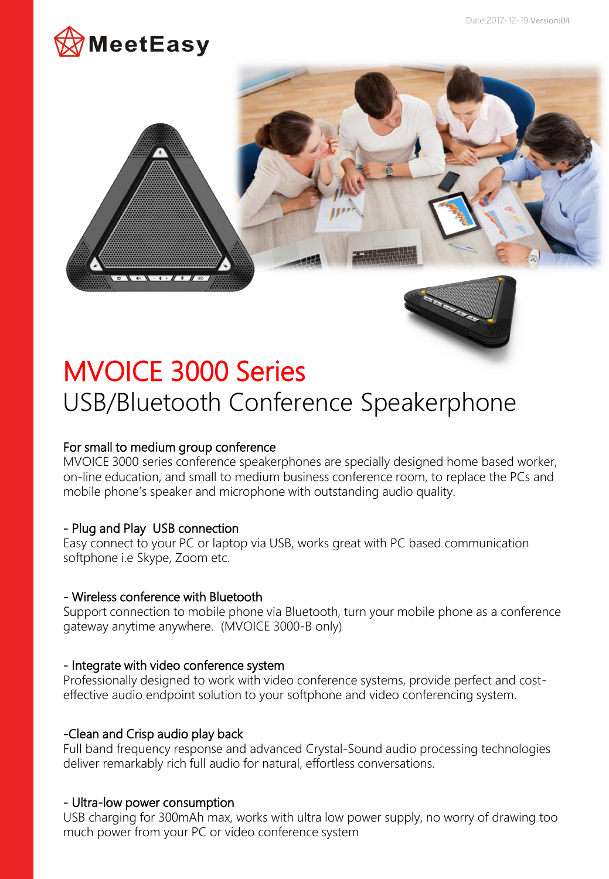Date:2017-12-19 Version:04

MeetEasy

# MVOICE 3000 Series

## USB/Bluetooth Conference Speakerphone

### For small to medium group conference

MVOICE 3000 series conference speakerphones are specially designed home based worker, on-line education, and small to medium business conference room, to replace the PCs and mobile phone's speaker and microphone with outstanding audio quality.

### - Plug and Play USB connection

Easy connect to your PC or laptop via USB, works great with PC based communication softphone i.e Skype, Zoom etc.

### - Wireless conference with Bluetooth

Support connection to mobile phone via Bluetooth, turn your mobile phone as a conference gateway anytime anywhere. (MVOICE 3000-B only)

### - Integrate with video conference system

Professionally designed to work with video conference systems, provide perfect and cost-effective audio endpoint solution to your softphone and video conferencing system.

### -Clean and Crisp audio play back

Full band frequency response and advanced Crystal-Sound audio processing technologies deliver remarkably rich full audio for natural, effortless conversations.

### - Ultra-low power consumption

USB charging for 300mAh max, works with ultra low power supply, no worry of drawing too much power from your PC or video conference system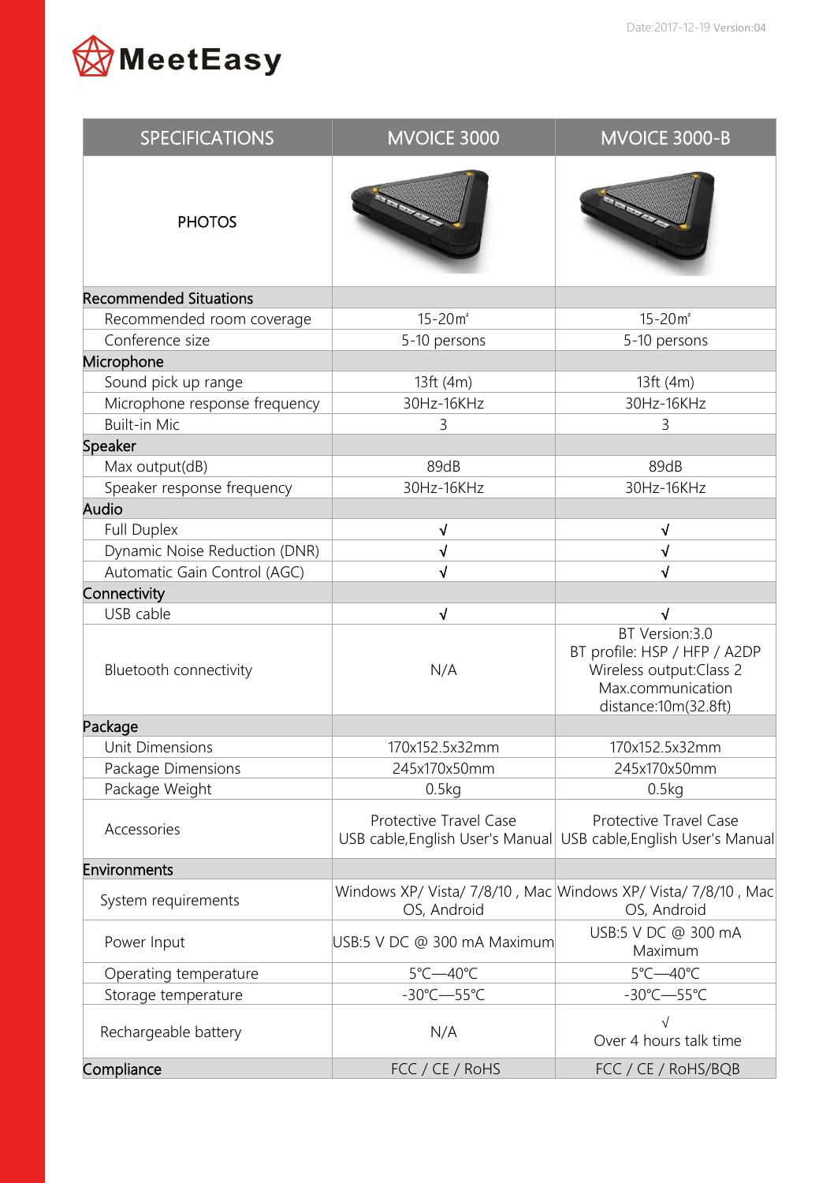MeetEasy

Date:2017-12-19 Version:04

| SPECIFICATIONS | MVOICE 3000 | MVOICE 3000-B |
|---|---|---|
| PHOTOS | | |
| **Recommended Situations** | | |
| Recommended room coverage | 15-20㎡ | 15-20㎡ |
| Conference size | 5-10 persons | 5-10 persons |
| **Microphone** | | |
| Sound pick up range | 13ft (4m) | 13ft (4m) |
| Microphone response frequency | 30Hz-16KHz | 30Hz-16KHz |
| Built-in Mic | 3 | 3 |
| **Speaker** | | |
| Max output(dB) | 89dB | 89dB |
| Speaker response frequency | 30Hz-16KHz | 30Hz-16KHz |
| **Audio** | | |
| Full Duplex | √ | √ |
| Dynamic Noise Reduction (DNR) | √ | √ |
| Automatic Gain Control (AGC) | √ | √ |
| **Connectivity** | | |
| USB cable | √ | √ |
| Bluetooth connectivity | N/A | BT Version:3.0<br>BT profile: HSP / HFP / A2DP<br>Wireless output:Class 2<br>Max.communication distance:10m(32.8ft) |
| **Package** | | |
| Unit Dimensions | 170x152.5x32mm | 170x152.5x32mm |
| Package Dimensions | 245x170x50mm | 245x170x50mm |
| Package Weight | 0.5kg | 0.5kg |
| Accessories | Protective Travel Case<br>USB cable,English User's Manual | Protective Travel Case<br>USB cable,English User's Manual |
| **Environments** | | |
| System requirements | Windows XP/ Vista/ 7/8/10 , Mac OS, Android | Windows XP/ Vista/ 7/8/10 , Mac OS, Android |
| Power Input | USB:5 V DC @ 300 mA Maximum | USB:5 V DC @ 300 mA Maximum |
| Operating temperature | 5℃—40℃ | 5℃—40℃ |
| Storage temperature | -30℃—55℃ | -30℃—55℃ |
| Rechargeable battery | N/A | √<br>Over 4 hours talk time |
| **Compliance** | FCC / CE / RoHS | FCC / CE / RoHS/BQB |